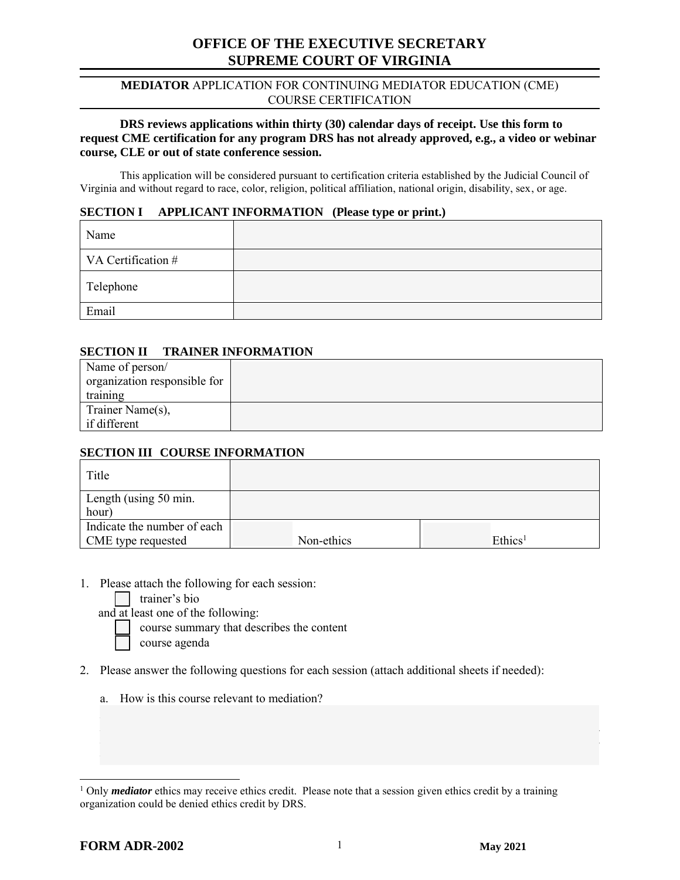# OFFICE OF THE EXECUTIVE SECRETARY
# SUPREME COURT OF VIRGINIA

**MEDIATOR** APPLICATION FOR CONTINUING MEDIATOR EDUCATION (CME) COURSE CERTIFICATION

**DRS reviews applications within thirty (30) calendar days of receipt. Use this form to request CME certification for any program DRS has not already approved, e.g., a video or webinar course, CLE or out of state conference session.**

This application will be considered pursuant to certification criteria established by the Judicial Council of Virginia and without regard to race, color, religion, political affiliation, national origin, disability, sex, or age.

## SECTION I APPLICANT INFORMATION (Please type or print.)

| | |
|---|---|
| Name | |
| VA Certification # | |
| Telephone | |
| Email | |

## SECTION II TRAINER INFORMATION

| | |
|---|---|
| Name of person/ organization responsible for training | |
| Trainer Name(s), if different | |

## SECTION III COURSE INFORMATION

| | | |
|---|---|---|
| Title | | |
| Length (using 50 min. hour) | | |
| Indicate the number of each CME type requested | Non-ethics | Ethics[1] |

1. Please attach the following for each session:
   - ☐ trainer's bio

   and at least one of the following:
   - ☐ course summary that describes the content
   - ☐ course agenda

2. Please answer the following questions for each session (attach additional sheets if needed):

   a. How is this course relevant to mediation?

[1] Only ***mediator*** ethics may receive ethics credit. Please note that a session given ethics credit by a training organization could be denied ethics credit by DRS.

**FORM ADR-2002** **May 2021**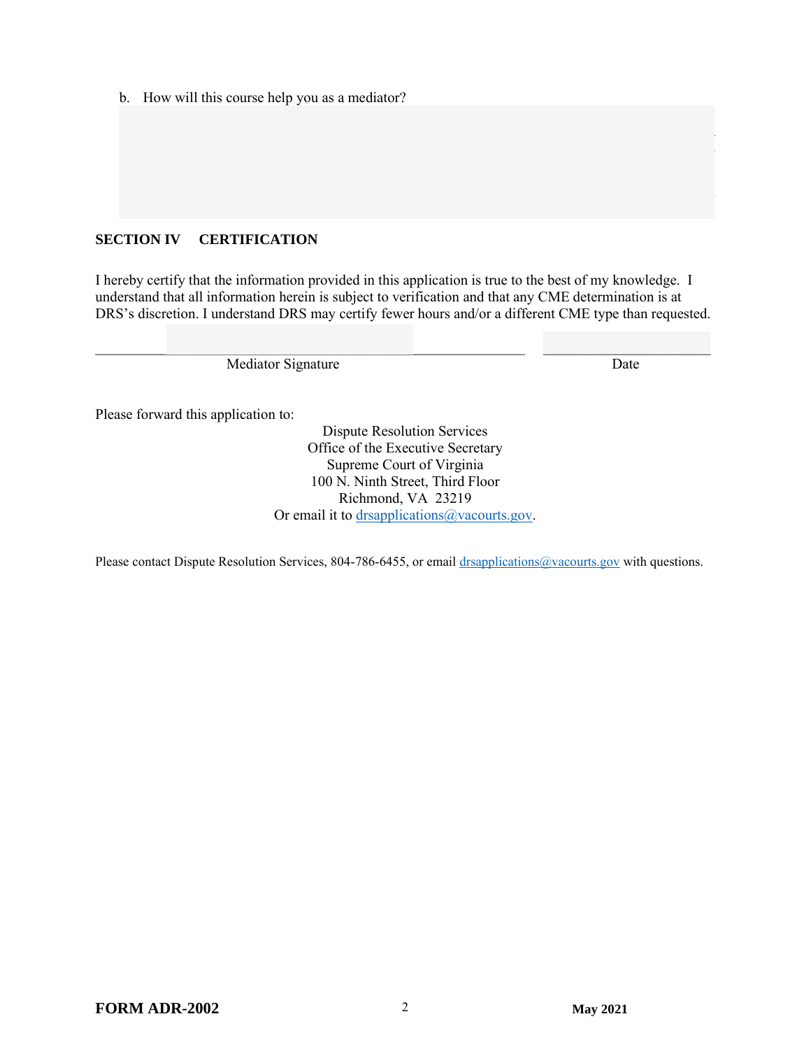b. How will this course help you as a mediator?

## SECTION IV CERTIFICATION

I hereby certify that the information provided in this application is true to the best of my knowledge. I understand that all information herein is subject to verification and that any CME determination is at DRS's discretion. I understand DRS may certify fewer hours and/or a different CME type than requested.

\_\_\_\_\_\_\_\_\_\_\_\_\_\_\_\_\_\_\_\_\_\_\_\_\_\_\_\_\_\_\_\_\_\_\_\_\_\_\_\_\_\_\_\_\_\_\_\_ \_\_\_\_\_\_\_\_\_\_\_\_\_\_\_\_\_\_\_\_\_\_\_

Mediator Signature Date

Please forward this application to:

Dispute Resolution Services
Office of the Executive Secretary
Supreme Court of Virginia
100 N. Ninth Street, Third Floor
Richmond, VA 23219
Or email it to drsapplications@vacourts.gov.

Please contact Dispute Resolution Services, 804-786-6455, or email drsapplications@vacourts.gov with questions.